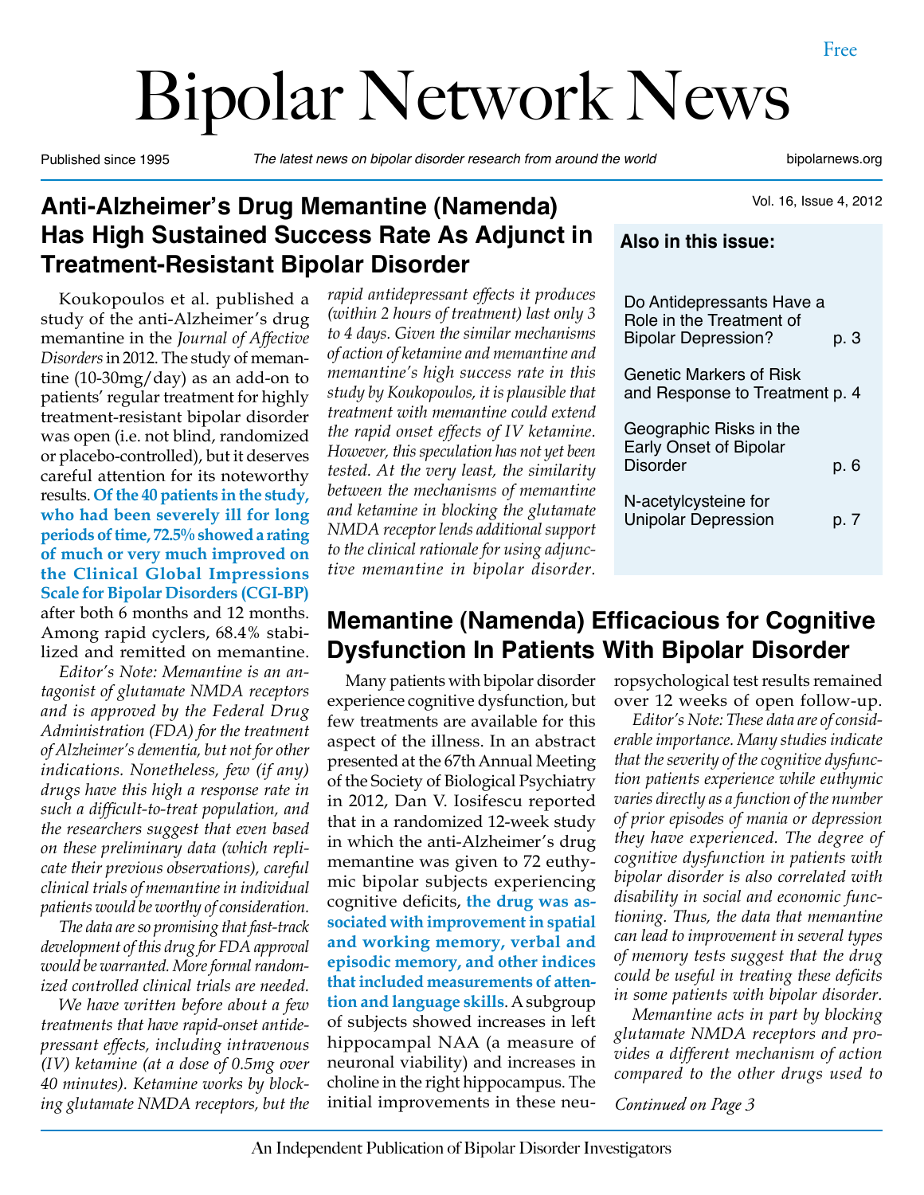# Bipolar Network News

Published since 1995 — *The latest news on bipolar disorder research from around the world* — bipolarnews.org

Free

## Anti-Alzheimer's Drug Memantine (Namenda) Has High Sustained Success Rate As Adjunct in Treatment-Resistant Bipolar Disorder

Koukopoulos et al. published a study of the anti-Alzheimer's drug memantine in the *Journal of Affective Disorders* in 2012. The study of memantine (10-30mg/day) as an add-on to patients' regular treatment for highly treatment-resistant bipolar disorder was open (i.e. not blind, randomized or placebo-controlled), but it deserves careful attention for its noteworthy results. **Of the 40 patients in the study, who had been severely ill for long periods of time, 72.5% showed a rating of much or very much improved on the Clinical Global Impressions Scale for Bipolar Disorders (CGI-BP)** after both 6 months and 12 months. Among rapid cyclers, 68.4% stabilized and remitted on memantine.

*Editor's Note: Memantine is an antagonist of glutamate NMDA receptors and is approved by the Federal Drug Administration (FDA) for the treatment of Alzheimer's dementia, but not for other indications. Nonetheless, few (if any) drugs have this high a response rate in such a difficult-to-treat population, and the researchers suggest that even based on these preliminary data (which replicate their previous observations), careful clinical trials of memantine in individual patients would be worthy of consideration.*

*The data are so promising that fast-track development of this drug for FDA approval would be warranted. More formal randomized controlled clinical trials are needed.*

*We have written before about a few treatments that have rapid-onset antidepressant effects, including intravenous (IV) ketamine (at a dose of 0.5mg over 40 minutes). Ketamine works by blocking glutamate NMDA receptors, but the rapid antidepressant effects it produces (within 2 hours of treatment) last only 3 to 4 days. Given the similar mechanisms of action of ketamine and memantine and memantine's high success rate in this study by Koukopoulos, it is plausible that treatment with memantine could extend the rapid onset effects of IV ketamine. However, this speculation has not yet been tested. At the very least, the similarity between the mechanisms of memantine and ketamine in blocking the glutamate NMDA receptor lends additional support to the clinical rationale for using adjunctive memantine in bipolar disorder.*

### Also in this issue:

- Do Antidepressants Have a Role in the Treatment of Bipolar Depression? p. 3
- Genetic Markers of Risk and Response to Treatment p. 4
- Geographic Risks in the Early Onset of Bipolar Disorder p. 6
- N-acetylcysteine for Unipolar Depression p. 7

## Memantine (Namenda) Efficacious for Cognitive Dysfunction In Patients With Bipolar Disorder

Many patients with bipolar disorder experience cognitive dysfunction, but few treatments are available for this aspect of the illness. In an abstract presented at the 67th Annual Meeting of the Society of Biological Psychiatry in 2012, Dan V. Iosifescu reported that in a randomized 12-week study in which the anti-Alzheimer's drug memantine was given to 72 euthymic bipolar subjects experiencing cognitive deficits, **the drug was associated with improvement in spatial and working memory, verbal and episodic memory, and other indices that included measurements of attention and language skills**. A subgroup of subjects showed increases in left hippocampal NAA (a measure of neuronal viability) and increases in choline in the right hippocampus. The initial improvements in these neuropsychological test results remained over 12 weeks of open follow-up.

*Editor's Note: These data are of considerable importance. Many studies indicate that the severity of the cognitive dysfunction patients experience while euthymic varies directly as a function of the number of prior episodes of mania or depression they have experienced. The degree of cognitive dysfunction in patients with bipolar disorder is also correlated with disability in social and economic functioning. Thus, the data that memantine can lead to improvement in several types of memory tests suggest that the drug could be useful in treating these deficits in some patients with bipolar disorder.*

*Memantine acts in part by blocking glutamate NMDA receptors and provides a different mechanism of action compared to the other drugs used to*

*Continued on Page 3*

An Independent Publication of Bipolar Disorder Investigators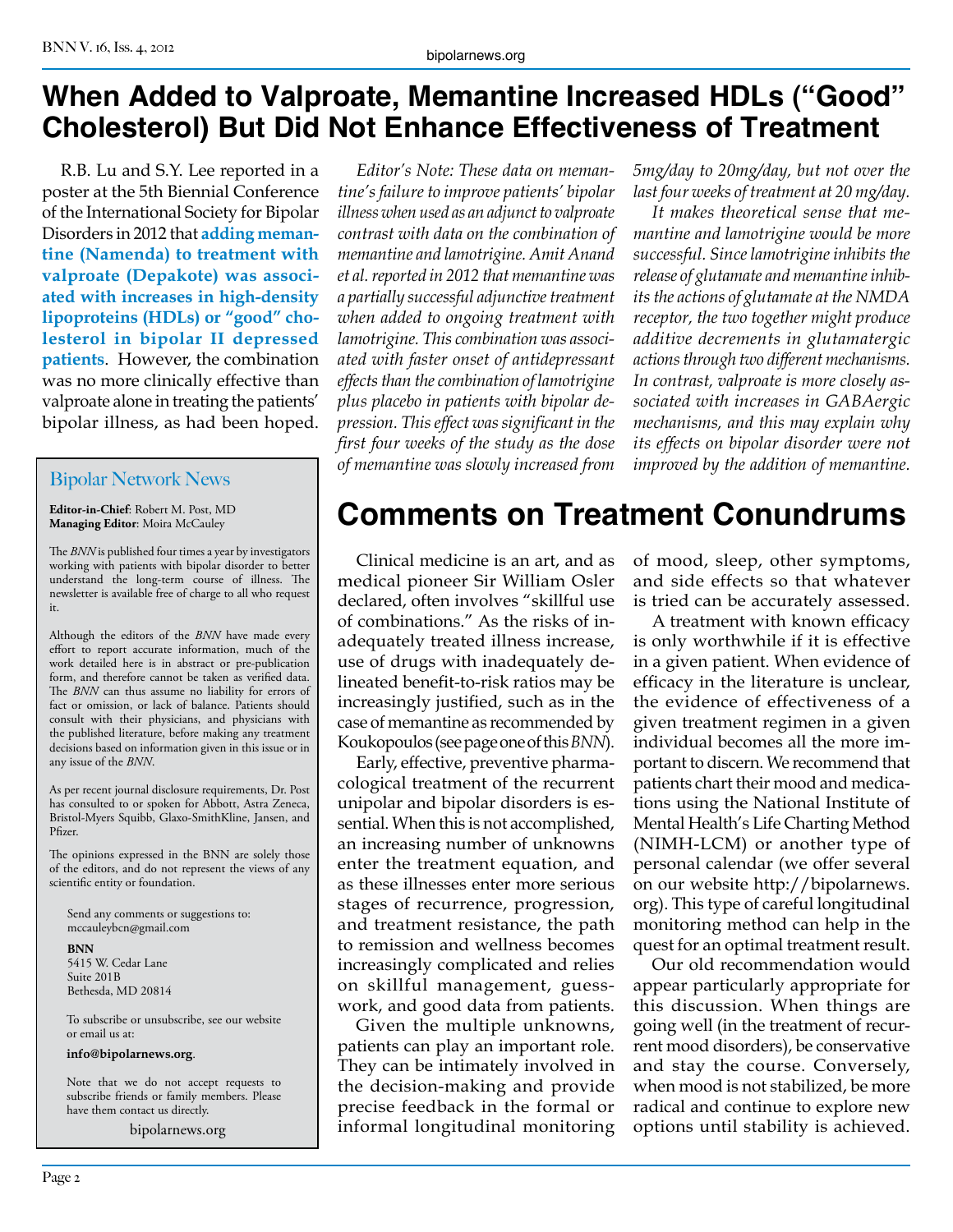# When Added to Valproate, Memantine Increased HDLs ("Good" Cholesterol) But Did Not Enhance Effectiveness of Treatment

R.B. Lu and S.Y. Lee reported in a poster at the 5th Biennial Conference of the International Society for Bipolar Disorders in 2012 that **adding memantine (Namenda) to treatment with valproate (Depakote) was associated with increases in high-density lipoproteins (HDLs) or "good" cholesterol in bipolar II depressed patients**. However, the combination was no more clinically effective than valproate alone in treating the patients' bipolar illness, as had been hoped.

*Editor's Note: These data on memantine's failure to improve patients' bipolar illness when used as an adjunct to valproate contrast with data on the combination of memantine and lamotrigine. Amit Anand et al. reported in 2012 that memantine was a partially successful adjunctive treatment when added to ongoing treatment with lamotrigine. This combination was associated with faster onset of antidepressant effects than the combination of lamotrigine plus placebo in patients with bipolar depression. This effect was significant in the first four weeks of the study as the dose of memantine was slowly increased from 5mg/day to 20mg/day, but not over the last four weeks of treatment at 20 mg/day.*

*It makes theoretical sense that memantine and lamotrigine would be more successful. Since lamotrigine inhibits the release of glutamate and memantine inhibits the actions of glutamate at the NMDA receptor, the two together might produce additive decrements in glutamatergic actions through two different mechanisms. In contrast, valproate is more closely associated with increases in GABAergic mechanisms, and this may explain why its effects on bipolar disorder were not improved by the addition of memantine.*

## Bipolar Network News

**Editor-in-Chief**: Robert M. Post, MD
**Managing Editor**: Moira McCauley

The *BNN* is published four times a year by investigators working with patients with bipolar disorder to better understand the long-term course of illness. The newsletter is available free of charge to all who request it.

Although the editors of the *BNN* have made every effort to report accurate information, much of the work detailed here is in abstract or pre-publication form, and therefore cannot be taken as verified data. The *BNN* can thus assume no liability for errors of fact or omission, or lack of balance. Patients should consult with their physicians, and physicians with the published literature, before making any treatment decisions based on information given in this issue or in any issue of the *BNN*.

As per recent journal disclosure requirements, Dr. Post has consulted to or spoken for Abbott, Astra Zeneca, Bristol-Myers Squibb, Glaxo-SmithKline, Jansen, and Pfizer.

The opinions expressed in the BNN are solely those of the editors, and do not represent the views of any scientific entity or foundation.

Send any comments or suggestions to:
mccauleybcn@gmail.com

**BNN**
5415 W. Cedar Lane
Suite 201B
Bethesda, MD 20814

To subscribe or unsubscribe, see our website or email us at:

**info@bipolarnews.org**.

Note that we do not accept requests to subscribe friends or family members. Please have them contact us directly.

bipolarnews.org

# Comments on Treatment Conundrums

Clinical medicine is an art, and as medical pioneer Sir William Osler declared, often involves "skillful use of combinations." As the risks of inadequately treated illness increase, use of drugs with inadequately delineated benefit-to-risk ratios may be increasingly justified, such as in the case of memantine as recommended by Koukopoulos (see page one of this *BNN*).

Early, effective, preventive pharmacological treatment of the recurrent unipolar and bipolar disorders is essential. When this is not accomplished, an increasing number of unknowns enter the treatment equation, and as these illnesses enter more serious stages of recurrence, progression, and treatment resistance, the path to remission and wellness becomes increasingly complicated and relies on skillful management, guesswork, and good data from patients.

Given the multiple unknowns, patients can play an important role. They can be intimately involved in the decision-making and provide precise feedback in the formal or informal longitudinal monitoring of mood, sleep, other symptoms, and side effects so that whatever is tried can be accurately assessed.

A treatment with known efficacy is only worthwhile if it is effective in a given patient. When evidence of efficacy in the literature is unclear, the evidence of effectiveness of a given treatment regimen in a given individual becomes all the more important to discern. We recommend that patients chart their mood and medications using the National Institute of Mental Health's Life Charting Method (NIMH-LCM) or another type of personal calendar (we offer several on our website http://bipolarnews.org). This type of careful longitudinal monitoring method can help in the quest for an optimal treatment result.

Our old recommendation would appear particularly appropriate for this discussion. When things are going well (in the treatment of recurrent mood disorders), be conservative and stay the course. Conversely, when mood is not stabilized, be more radical and continue to explore new options until stability is achieved.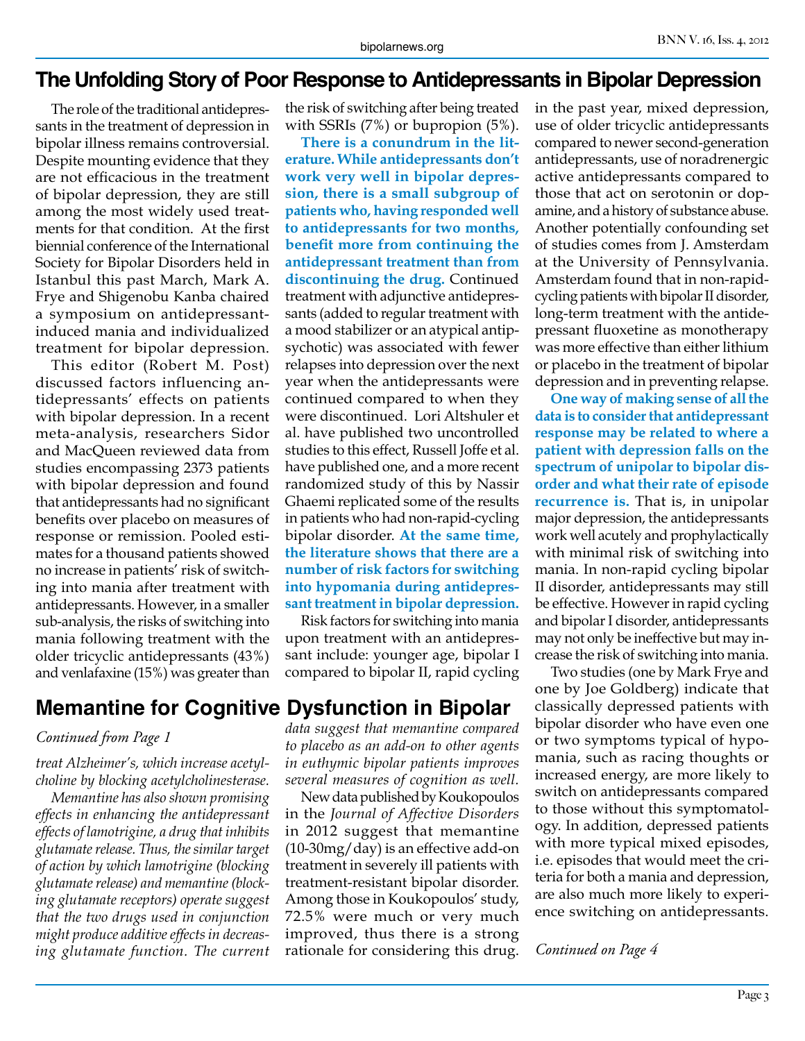## The Unfolding Story of Poor Response to Antidepressants in Bipolar Depression

The role of the traditional antidepressants in the treatment of depression in bipolar illness remains controversial. Despite mounting evidence that they are not efficacious in the treatment of bipolar depression, they are still among the most widely used treatments for that condition. At the first biennial conference of the International Society for Bipolar Disorders held in Istanbul this past March, Mark A. Frye and Shigenobu Kanba chaired a symposium on antidepressant-induced mania and individualized treatment for bipolar depression.

This editor (Robert M. Post) discussed factors influencing antidepressants' effects on patients with bipolar depression. In a recent meta-analysis, researchers Sidor and MacQueen reviewed data from studies encompassing 2373 patients with bipolar depression and found that antidepressants had no significant benefits over placebo on measures of response or remission. Pooled estimates for a thousand patients showed no increase in patients' risk of switching into mania after treatment with antidepressants. However, in a smaller sub-analysis, the risks of switching into mania following treatment with the older tricyclic antidepressants (43%) and venlafaxine (15%) was greater than the risk of switching after being treated with SSRIs (7%) or bupropion (5%).

**There is a conundrum in the literature. While antidepressants don't work very well in bipolar depression, there is a small subgroup of patients who, having responded well to antidepressants for two months, benefit more from continuing the antidepressant treatment than from discontinuing the drug.** Continued treatment with adjunctive antidepressants (added to regular treatment with a mood stabilizer or an atypical antipsychotic) was associated with fewer relapses into depression over the next year when the antidepressants were continued compared to when they were discontinued. Lori Altshuler et al. have published two uncontrolled studies to this effect, Russell Joffe et al. have published one, and a more recent randomized study of this by Nassir Ghaemi replicated some of the results in patients who had non-rapid-cycling bipolar disorder. **At the same time, the literature shows that there are a number of risk factors for switching into hypomania during antidepressant treatment in bipolar depression.**

Risk factors for switching into mania upon treatment with an antidepressant include: younger age, bipolar I compared to bipolar II, rapid cycling in the past year, mixed depression, use of older tricyclic antidepressants compared to newer second-generation antidepressants, use of noradrenergic active antidepressants compared to those that act on serotonin or dopamine, and a history of substance abuse. Another potentially confounding set of studies comes from J. Amsterdam at the University of Pennsylvania. Amsterdam found that in non-rapid-cycling patients with bipolar II disorder, long-term treatment with the antidepressant fluoxetine as monotherapy was more effective than either lithium or placebo in the treatment of bipolar depression and in preventing relapse.

**One way of making sense of all the data is to consider that antidepressant response may be related to where a patient with depression falls on the spectrum of unipolar to bipolar disorder and what their rate of episode recurrence is.** That is, in unipolar major depression, the antidepressants work well acutely and prophylactically with minimal risk of switching into mania. In non-rapid cycling bipolar II disorder, antidepressants may still be effective. However in rapid cycling and bipolar I disorder, antidepressants may not only be ineffective but may increase the risk of switching into mania.

Two studies (one by Mark Frye and one by Joe Goldberg) indicate that classically depressed patients with bipolar disorder who have even one or two symptoms typical of hypomania, such as racing thoughts or increased energy, are more likely to switch on antidepressants compared to those without this symptomatology. In addition, depressed patients with more typical mixed episodes, i.e. episodes that would meet the criteria for both a mania and depression, are also much more likely to experience switching on antidepressants.

*Continued on Page 4*

## Memantine for Cognitive Dysfunction in Bipolar

*Continued from Page 1*

*treat Alzheimer's, which increase acetylcholine by blocking acetylcholinesterase.*

*Memantine has also shown promising effects in enhancing the antidepressant effects of lamotrigine, a drug that inhibits glutamate release. Thus, the similar target of action by which lamotrigine (blocking glutamate release) and memantine (blocking glutamate receptors) operate suggest that the two drugs used in conjunction might produce additive effects in decreasing glutamate function. The current data suggest that memantine compared to placebo as an add-on to other agents in euthymic bipolar patients improves several measures of cognition as well.*

New data published by Koukopoulos in the *Journal of Affective Disorders* in 2012 suggest that memantine (10-30mg/day) is an effective add-on treatment in severely ill patients with treatment-resistant bipolar disorder. Among those in Koukopoulos' study, 72.5% were much or very much improved, thus there is a strong rationale for considering this drug.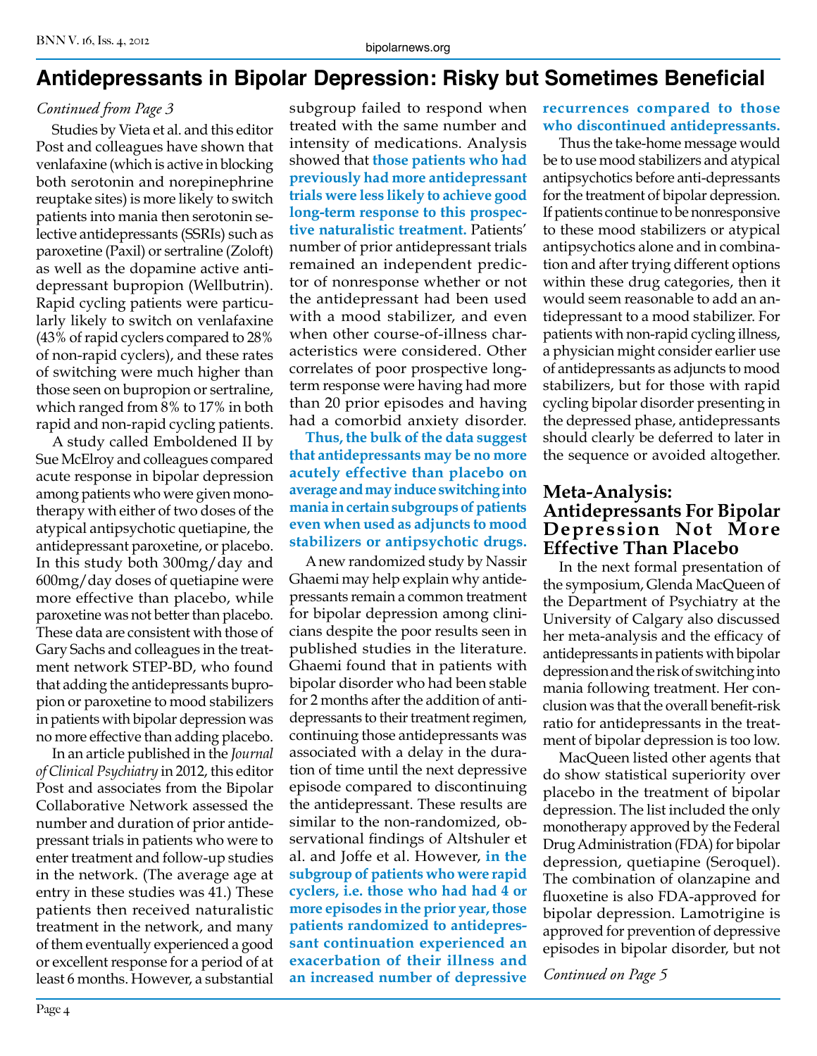# Antidepressants in Bipolar Depression: Risky but Sometimes Beneficial

*Continued from Page 3*

Studies by Vieta et al. and this editor Post and colleagues have shown that venlafaxine (which is active in blocking both serotonin and norepinephrine reuptake sites) is more likely to switch patients into mania then serotonin selective antidepressants (SSRIs) such as paroxetine (Paxil) or sertraline (Zoloft) as well as the dopamine active antidepressant bupropion (Wellbutrin). Rapid cycling patients were particularly likely to switch on venlafaxine (43% of rapid cyclers compared to 28% of non-rapid cyclers), and these rates of switching were much higher than those seen on bupropion or sertraline, which ranged from 8% to 17% in both rapid and non-rapid cycling patients.

A study called Emboldened II by Sue McElroy and colleagues compared acute response in bipolar depression among patients who were given monotherapy with either of two doses of the atypical antipsychotic quetiapine, the antidepressant paroxetine, or placebo. In this study both 300mg/day and 600mg/day doses of quetiapine were more effective than placebo, while paroxetine was not better than placebo. These data are consistent with those of Gary Sachs and colleagues in the treatment network STEP-BD, who found that adding the antidepressants bupropion or paroxetine to mood stabilizers in patients with bipolar depression was no more effective than adding placebo.

In an article published in the *Journal of Clinical Psychiatry* in 2012, this editor Post and associates from the Bipolar Collaborative Network assessed the number and duration of prior antidepressant trials in patients who were to enter treatment and follow-up studies in the network. (The average age at entry in these studies was 41.) These patients then received naturalistic treatment in the network, and many of them eventually experienced a good or excellent response for a period of at least 6 months. However, a substantial subgroup failed to respond when treated with the same number and intensity of medications. Analysis showed that **those patients who had previously had more antidepressant trials were less likely to achieve good long-term response to this prospective naturalistic treatment.** Patients' number of prior antidepressant trials remained an independent predictor of nonresponse whether or not the antidepressant had been used with a mood stabilizer, and even when other course-of-illness characteristics were considered. Other correlates of poor prospective long-term response were having had more than 20 prior episodes and having had a comorbid anxiety disorder.

**Thus, the bulk of the data suggest that antidepressants may be no more acutely effective than placebo on average and may induce switching into mania in certain subgroups of patients even when used as adjuncts to mood stabilizers or antipsychotic drugs.**

A new randomized study by Nassir Ghaemi may help explain why antidepressants remain a common treatment for bipolar depression among clinicians despite the poor results seen in published studies in the literature. Ghaemi found that in patients with bipolar disorder who had been stable for 2 months after the addition of antidepressants to their treatment regimen, continuing those antidepressants was associated with a delay in the duration of time until the next depressive episode compared to discontinuing the antidepressant. These results are similar to the non-randomized, observational findings of Altshuler et al. and Joffe et al. However, **in the subgroup of patients who were rapid cyclers, i.e. those who had had 4 or more episodes in the prior year, those patients randomized to antidepressant continuation experienced an exacerbation of their illness and an increased number of depressive recurrences compared to those who discontinued antidepressants.**

Thus the take-home message would be to use mood stabilizers and atypical antipsychotics before anti-depressants for the treatment of bipolar depression. If patients continue to be nonresponsive to these mood stabilizers or atypical antipsychotics alone and in combination and after trying different options within these drug categories, then it would seem reasonable to add an antidepressant to a mood stabilizer. For patients with non-rapid cycling illness, a physician might consider earlier use of antidepressants as adjuncts to mood stabilizers, but for those with rapid cycling bipolar disorder presenting in the depressed phase, antidepressants should clearly be deferred to later in the sequence or avoided altogether.

## Meta-Analysis: Antidepressants For Bipolar Depression Not More Effective Than Placebo

In the next formal presentation of the symposium, Glenda MacQueen of the Department of Psychiatry at the University of Calgary also discussed her meta-analysis and the efficacy of antidepressants in patients with bipolar depression and the risk of switching into mania following treatment. Her conclusion was that the overall benefit-risk ratio for antidepressants in the treatment of bipolar depression is too low.

MacQueen listed other agents that do show statistical superiority over placebo in the treatment of bipolar depression. The list included the only monotherapy approved by the Federal Drug Administration (FDA) for bipolar depression, quetiapine (Seroquel). The combination of olanzapine and fluoxetine is also FDA-approved for bipolar depression. Lamotrigine is approved for prevention of depressive episodes in bipolar disorder, but not

*Continued on Page 5*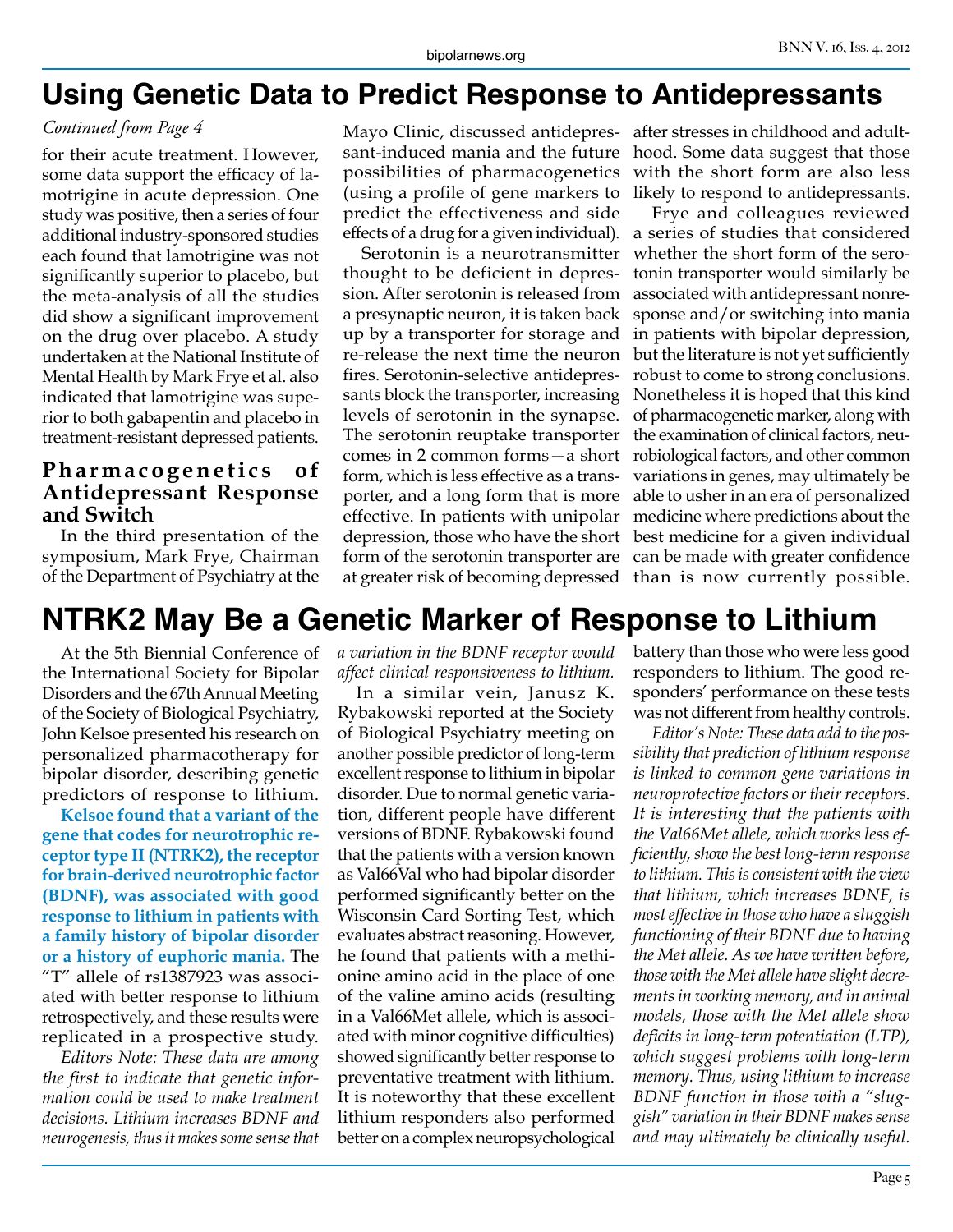# Using Genetic Data to Predict Response to Antidepressants

*Continued from Page 4*

for their acute treatment. However, some data support the efficacy of lamotrigine in acute depression. One study was positive, then a series of four additional industry-sponsored studies each found that lamotrigine was not significantly superior to placebo, but the meta-analysis of all the studies did show a significant improvement on the drug over placebo. A study undertaken at the National Institute of Mental Health by Mark Frye et al. also indicated that lamotrigine was superior to both gabapentin and placebo in treatment-resistant depressed patients.

### Pharmacogenetics of Antidepressant Response and Switch

In the third presentation of the symposium, Mark Frye, Chairman of the Department of Psychiatry at the Mayo Clinic, discussed antidepressant-induced mania and the future possibilities of pharmacogenetics (using a profile of gene markers to predict the effectiveness and side effects of a drug for a given individual).

Serotonin is a neurotransmitter thought to be deficient in depression. After serotonin is released from a presynaptic neuron, it is taken back up by a transporter for storage and re-release the next time the neuron fires. Serotonin-selective antidepressants block the transporter, increasing levels of serotonin in the synapse. The serotonin reuptake transporter comes in 2 common forms—a short form, which is less effective as a transporter, and a long form that is more effective. In patients with unipolar depression, those who have the short form of the serotonin transporter are at greater risk of becoming depressed after stresses in childhood and adulthood. Some data suggest that those with the short form are also less likely to respond to antidepressants.

Frye and colleagues reviewed a series of studies that considered whether the short form of the serotonin transporter would similarly be associated with antidepressant nonresponse and/or switching into mania in patients with bipolar depression, but the literature is not yet sufficiently robust to come to strong conclusions. Nonetheless it is hoped that this kind of pharmacogenetic marker, along with the examination of clinical factors, neurobiological factors, and other common variations in genes, may ultimately be able to usher in an era of personalized medicine where predictions about the best medicine for a given individual can be made with greater confidence than is now currently possible.

# NTRK2 May Be a Genetic Marker of Response to Lithium

At the 5th Biennial Conference of the International Society for Bipolar Disorders and the 67th Annual Meeting of the Society of Biological Psychiatry, John Kelsoe presented his research on personalized pharmacotherapy for bipolar disorder, describing genetic predictors of response to lithium.

**Kelsoe found that a variant of the gene that codes for neurotrophic receptor type II (NTRK2), the receptor for brain-derived neurotrophic factor (BDNF), was associated with good response to lithium in patients with a family history of bipolar disorder or a history of euphoric mania.** The "T" allele of rs1387923 was associated with better response to lithium retrospectively, and these results were replicated in a prospective study.

*Editors Note: These data are among the first to indicate that genetic information could be used to make treatment decisions. Lithium increases BDNF and neurogenesis, thus it makes some sense that a variation in the BDNF receptor would affect clinical responsiveness to lithium.*

In a similar vein, Janusz K. Rybakowski reported at the Society of Biological Psychiatry meeting on another possible predictor of long-term excellent response to lithium in bipolar disorder. Due to normal genetic variation, different people have different versions of BDNF. Rybakowski found that the patients with a version known as Val66Val who had bipolar disorder performed significantly better on the Wisconsin Card Sorting Test, which evaluates abstract reasoning. However, he found that patients with a methionine amino acid in the place of one of the valine amino acids (resulting in a Val66Met allele, which is associated with minor cognitive difficulties) showed significantly better response to preventative treatment with lithium. It is noteworthy that these excellent lithium responders also performed better on a complex neuropsychological battery than those who were less good responders to lithium. The good responders' performance on these tests was not different from healthy controls.

*Editor's Note: These data add to the possibility that prediction of lithium response is linked to common gene variations in neuroprotective factors or their receptors. It is interesting that the patients with the Val66Met allele, which works less efficiently, show the best long-term response to lithium. This is consistent with the view that lithium, which increases BDNF, is most effective in those who have a sluggish functioning of their BDNF due to having the Met allele. As we have written before, those with the Met allele have slight decrements in working memory, and in animal models, those with the Met allele show deficits in long-term potentiation (LTP), which suggest problems with long-term memory. Thus, using lithium to increase BDNF function in those with a "sluggish" variation in their BDNF makes sense and may ultimately be clinically useful.*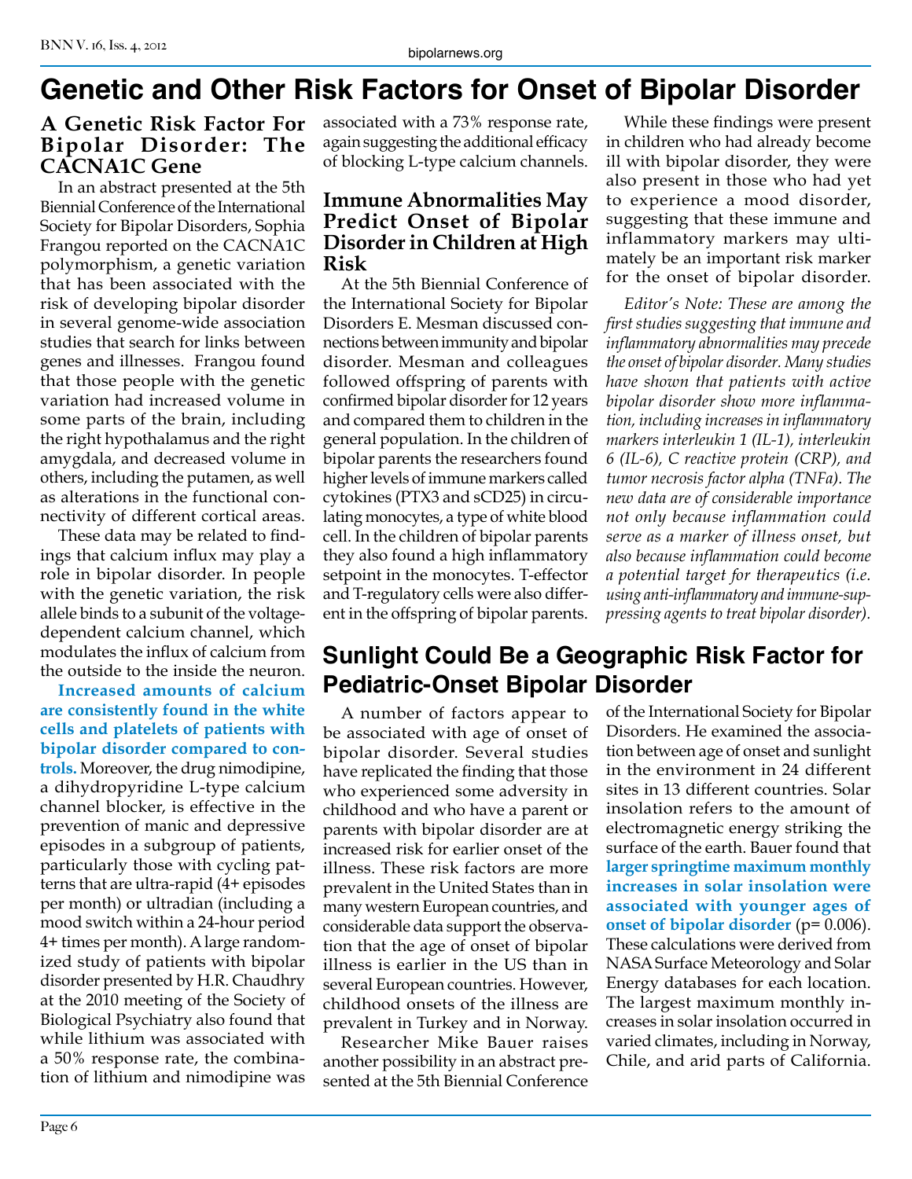# Genetic and Other Risk Factors for Onset of Bipolar Disorder

## A Genetic Risk Factor For Bipolar Disorder: The CACNA1C Gene

In an abstract presented at the 5th Biennial Conference of the International Society for Bipolar Disorders, Sophia Frangou reported on the CACNA1C polymorphism, a genetic variation that has been associated with the risk of developing bipolar disorder in several genome-wide association studies that search for links between genes and illnesses. Frangou found that those people with the genetic variation had increased volume in some parts of the brain, including the right hypothalamus and the right amygdala, and decreased volume in others, including the putamen, as well as alterations in the functional connectivity of different cortical areas.

These data may be related to findings that calcium influx may play a role in bipolar disorder. In people with the genetic variation, the risk allele binds to a subunit of the voltage-dependent calcium channel, which modulates the influx of calcium from the outside to the inside the neuron. **Increased amounts of calcium are consistently found in the white cells and platelets of patients with bipolar disorder compared to controls.** Moreover, the drug nimodipine, a dihydropyridine L-type calcium channel blocker, is effective in the prevention of manic and depressive episodes in a subgroup of patients, particularly those with cycling patterns that are ultra-rapid (4+ episodes per month) or ultradian (including a mood switch within a 24-hour period 4+ times per month). A large randomized study of patients with bipolar disorder presented by H.R. Chaudhry at the 2010 meeting of the Society of Biological Psychiatry also found that while lithium was associated with a 50% response rate, the combination of lithium and nimodipine was associated with a 73% response rate, again suggesting the additional efficacy of blocking L-type calcium channels.

## Immune Abnormalities May Predict Onset of Bipolar Disorder in Children at High Risk

At the 5th Biennial Conference of the International Society for Bipolar Disorders E. Mesman discussed connections between immunity and bipolar disorder. Mesman and colleagues followed offspring of parents with confirmed bipolar disorder for 12 years and compared them to children in the general population. In the children of bipolar parents the researchers found higher levels of immune markers called cytokines (PTX3 and sCD25) in circulating monocytes, a type of white blood cell. In the children of bipolar parents they also found a high inflammatory setpoint in the monocytes. T-effector and T-regulatory cells were also different in the offspring of bipolar parents.

While these findings were present in children who had already become ill with bipolar disorder, they were also present in those who had yet to experience a mood disorder, suggesting that these immune and inflammatory markers may ultimately be an important risk marker for the onset of bipolar disorder.

*Editor's Note: These are among the first studies suggesting that immune and inflammatory abnormalities may precede the onset of bipolar disorder. Many studies have shown that patients with active bipolar disorder show more inflammation, including increases in inflammatory markers interleukin 1 (IL-1), interleukin 6 (IL-6), C reactive protein (CRP), and tumor necrosis factor alpha (TNFa). The new data are of considerable importance not only because inflammation could serve as a marker of illness onset, but also because inflammation could become a potential target for therapeutics (i.e. using anti-inflammatory and immune-suppressing agents to treat bipolar disorder).*

# Sunlight Could Be a Geographic Risk Factor for Pediatric-Onset Bipolar Disorder

A number of factors appear to be associated with age of onset of bipolar disorder. Several studies have replicated the finding that those who experienced some adversity in childhood and who have a parent or parents with bipolar disorder are at increased risk for earlier onset of the illness. These risk factors are more prevalent in the United States than in many western European countries, and considerable data support the observation that the age of onset of bipolar illness is earlier in the US than in several European countries. However, childhood onsets of the illness are prevalent in Turkey and in Norway.

Researcher Mike Bauer raises another possibility in an abstract presented at the 5th Biennial Conference of the International Society for Bipolar Disorders. He examined the association between age of onset and sunlight in the environment in 24 different sites in 13 different countries. Solar insolation refers to the amount of electromagnetic energy striking the surface of the earth. Bauer found that **larger springtime maximum monthly increases in solar insolation were associated with younger ages of onset of bipolar disorder** ($p = 0.006$). These calculations were derived from NASA Surface Meteorology and Solar Energy databases for each location. The largest maximum monthly increases in solar insolation occurred in varied climates, including in Norway, Chile, and arid parts of California.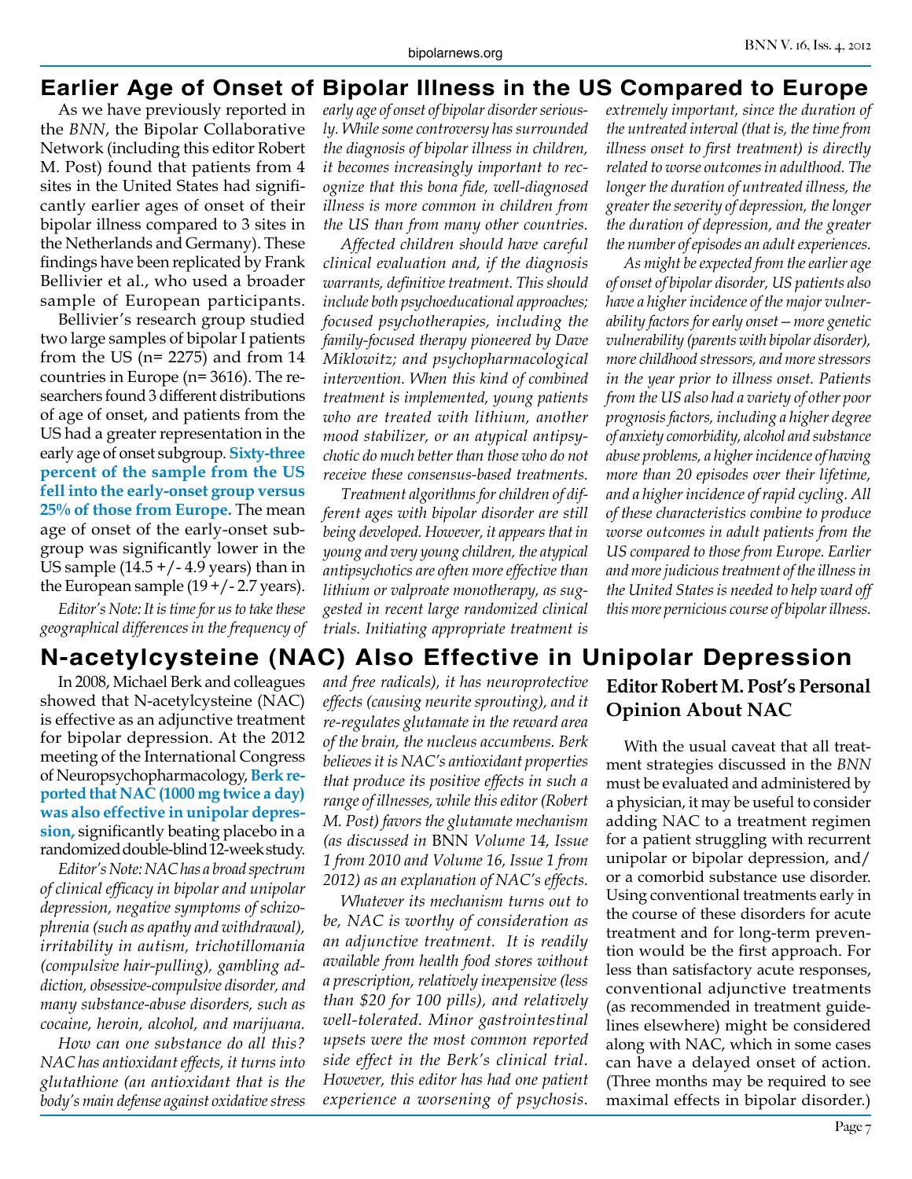# Earlier Age of Onset of Bipolar Illness in the US Compared to Europe

As we have previously reported in the *BNN*, the Bipolar Collaborative Network (including this editor Robert M. Post) found that patients from 4 sites in the United States had significantly earlier ages of onset of their bipolar illness compared to 3 sites in the Netherlands and Germany). These findings have been replicated by Frank Bellivier et al., who used a broader sample of European participants.

Bellivier's research group studied two large samples of bipolar I patients from the US (n= 2275) and from 14 countries in Europe (n= 3616). The researchers found 3 different distributions of age of onset, and patients from the US had a greater representation in the early age of onset subgroup. **Sixty-three percent of the sample from the US fell into the early-onset group versus 25% of those from Europe.** The mean age of onset of the early-onset subgroup was significantly lower in the US sample (14.5 +/- 4.9 years) than in the European sample (19 +/- 2.7 years).

*Editor's Note: It is time for us to take these geographical differences in the frequency of early age of onset of bipolar disorder seriously. While some controversy has surrounded the diagnosis of bipolar illness in children, it becomes increasingly important to recognize that this bona fide, well-diagnosed illness is more common in children from the US than from many other countries.*

*Affected children should have careful clinical evaluation and, if the diagnosis warrants, definitive treatment. This should include both psychoeducational approaches; focused psychotherapies, including the family-focused therapy pioneered by Dave Miklowitz; and psychopharmacological intervention. When this kind of combined treatment is implemented, young patients who are treated with lithium, another mood stabilizer, or an atypical antipsychotic do much better than those who do not receive these consensus-based treatments.*

*Treatment algorithms for children of different ages with bipolar disorder are still being developed. However, it appears that in young and very young children, the atypical antipsychotics are often more effective than lithium or valproate monotherapy, as suggested in recent large randomized clinical trials. Initiating appropriate treatment is extremely important, since the duration of the untreated interval (that is, the time from illness onset to first treatment) is directly related to worse outcomes in adulthood. The longer the duration of untreated illness, the greater the severity of depression, the longer the duration of depression, and the greater the number of episodes an adult experiences.*

*As might be expected from the earlier age of onset of bipolar disorder, US patients also have a higher incidence of the major vulnerability factors for early onset—more genetic vulnerability (parents with bipolar disorder), more childhood stressors, and more stressors in the year prior to illness onset. Patients from the US also had a variety of other poor prognosis factors, including a higher degree of anxiety comorbidity, alcohol and substance abuse problems, a higher incidence of having more than 20 episodes over their lifetime, and a higher incidence of rapid cycling. All of these characteristics combine to produce worse outcomes in adult patients from the US compared to those from Europe. Earlier and more judicious treatment of the illness in the United States is needed to help ward off this more pernicious course of bipolar illness.*

# N-acetylcysteine (NAC) Also Effective in Unipolar Depression

In 2008, Michael Berk and colleagues showed that N-acetylcysteine (NAC) is effective as an adjunctive treatment for bipolar depression. At the 2012 meeting of the International Congress of Neuropsychopharmacology, **Berk reported that NAC (1000 mg twice a day) was also effective in unipolar depression,** significantly beating placebo in a randomized double-blind 12-week study.

*Editor's Note: NAC has a broad spectrum of clinical efficacy in bipolar and unipolar depression, negative symptoms of schizophrenia (such as apathy and withdrawal), irritability in autism, trichotillomania (compulsive hair-pulling), gambling addiction, obsessive-compulsive disorder, and many substance-abuse disorders, such as cocaine, heroin, alcohol, and marijuana.*

*How can one substance do all this? NAC has antioxidant effects, it turns into glutathione (an antioxidant that is the body's main defense against oxidative stress and free radicals), it has neuroprotective effects (causing neurite sprouting), and it re-regulates glutamate in the reward area of the brain, the nucleus accumbens. Berk believes it is NAC's antioxidant properties that produce its positive effects in such a range of illnesses, while this editor (Robert M. Post) favors the glutamate mechanism (as discussed in* BNN *Volume 14, Issue 1 from 2010 and Volume 16, Issue 1 from 2012) as an explanation of NAC's effects.*

*Whatever its mechanism turns out to be, NAC is worthy of consideration as an adjunctive treatment. It is readily available from health food stores without a prescription, relatively inexpensive (less than $20 for 100 pills), and relatively well-tolerated. Minor gastrointestinal upsets were the most common reported side effect in the Berk's clinical trial. However, this editor has had one patient experience a worsening of psychosis.*

## Editor Robert M. Post's Personal Opinion About NAC

With the usual caveat that all treatment strategies discussed in the *BNN* must be evaluated and administered by a physician, it may be useful to consider adding NAC to a treatment regimen for a patient struggling with recurrent unipolar or bipolar depression, and/or a comorbid substance use disorder. Using conventional treatments early in the course of these disorders for acute treatment and for long-term prevention would be the first approach. For less than satisfactory acute responses, conventional adjunctive treatments (as recommended in treatment guidelines elsewhere) might be considered along with NAC, which in some cases can have a delayed onset of action. (Three months may be required to see maximal effects in bipolar disorder.)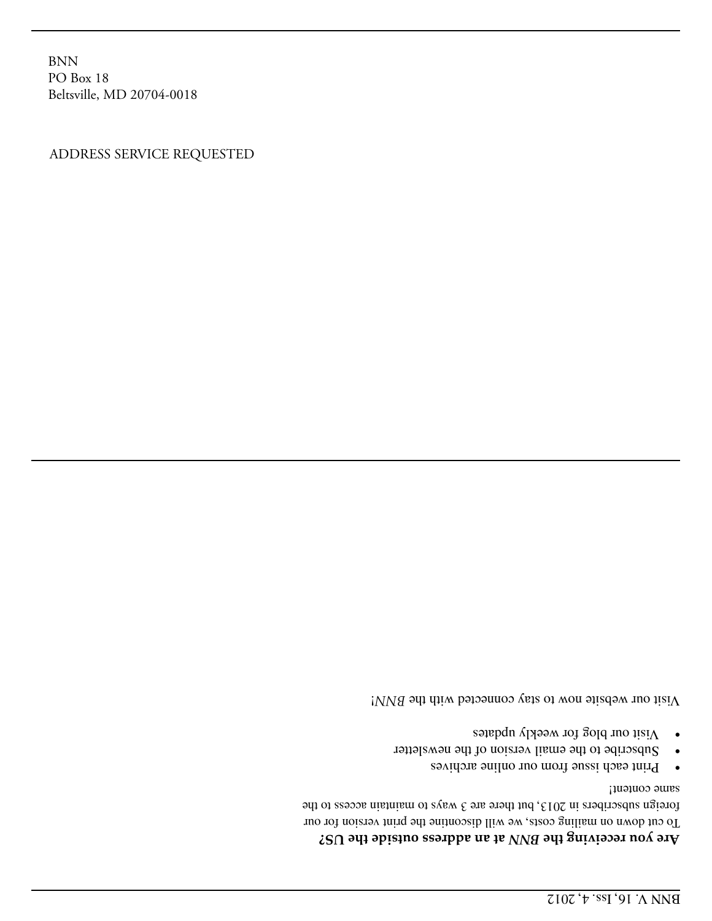BNN
PO Box 18
Beltsville, MD 20704-0018

ADDRESS SERVICE REQUESTED

**Are you receiving the *BNN* at an address outside the US?**

To cut down on mailing costs, we will discontinue the print version for our foreign subscribers in 2013, but there are 3 ways to maintain access to the same content!

- Print each issue from our online archives
- Subscribe to the email version of the newsletter
- Visit our blog for weekly updates

Visit our website now to stay connected with the *BNN*!